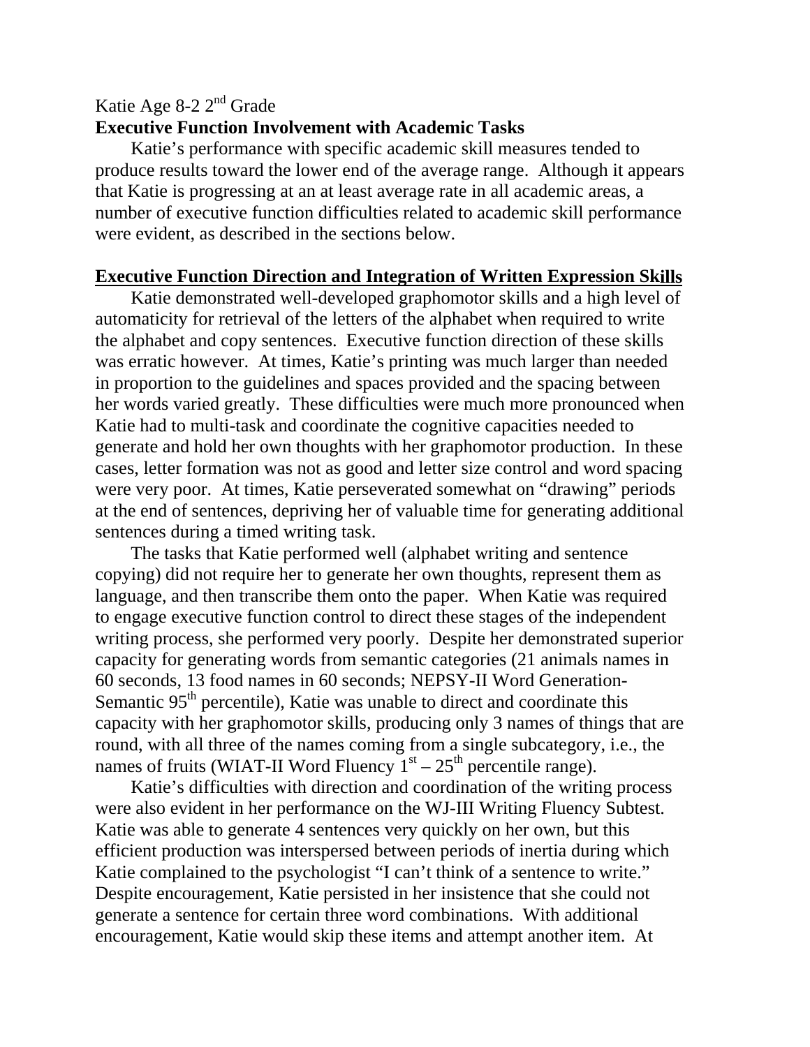Katie Age 8-2 2nd Grade

**Executive Function Involvement with Academic Tasks**

Katie's performance with specific academic skill measures tended to produce results toward the lower end of the average range. Although it appears that Katie is progressing at an at least average rate in all academic areas, a number of executive function difficulties related to academic skill performance were evident, as described in the sections below.

**Executive Function Direction and Integration of Written Expression Skills**

Katie demonstrated well-developed graphomotor skills and a high level of automaticity for retrieval of the letters of the alphabet when required to write the alphabet and copy sentences. Executive function direction of these skills was erratic however. At times, Katie's printing was much larger than needed in proportion to the guidelines and spaces provided and the spacing between her words varied greatly. These difficulties were much more pronounced when Katie had to multi-task and coordinate the cognitive capacities needed to generate and hold her own thoughts with her graphomotor production. In these cases, letter formation was not as good and letter size control and word spacing were very poor. At times, Katie perseverated somewhat on "drawing" periods at the end of sentences, depriving her of valuable time for generating additional sentences during a timed writing task.

The tasks that Katie performed well (alphabet writing and sentence copying) did not require her to generate her own thoughts, represent them as language, and then transcribe them onto the paper. When Katie was required to engage executive function control to direct these stages of the independent writing process, she performed very poorly. Despite her demonstrated superior capacity for generating words from semantic categories (21 animals names in 60 seconds, 13 food names in 60 seconds; NEPSY-II Word Generation-Semantic 95th percentile), Katie was unable to direct and coordinate this capacity with her graphomotor skills, producing only 3 names of things that are round, with all three of the names coming from a single subcategory, i.e., the names of fruits (WIAT-II Word Fluency 1st – 25th percentile range).

Katie's difficulties with direction and coordination of the writing process were also evident in her performance on the WJ-III Writing Fluency Subtest. Katie was able to generate 4 sentences very quickly on her own, but this efficient production was interspersed between periods of inertia during which Katie complained to the psychologist "I can't think of a sentence to write." Despite encouragement, Katie persisted in her insistence that she could not generate a sentence for certain three word combinations. With additional encouragement, Katie would skip these items and attempt another item. At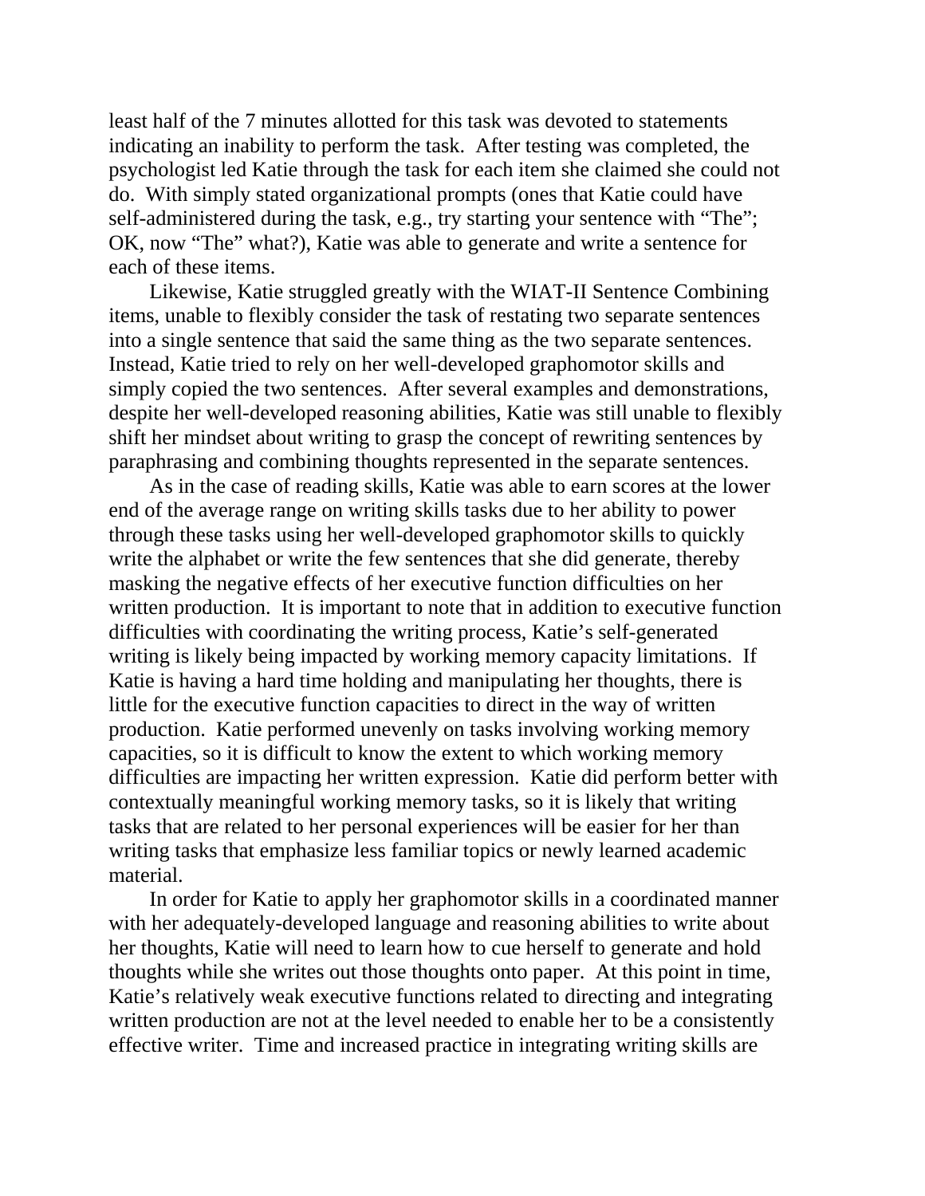least half of the 7 minutes allotted for this task was devoted to statements indicating an inability to perform the task. After testing was completed, the psychologist led Katie through the task for each item she claimed she could not do. With simply stated organizational prompts (ones that Katie could have self-administered during the task, e.g., try starting your sentence with "The"; OK, now "The" what?), Katie was able to generate and write a sentence for each of these items.

Likewise, Katie struggled greatly with the WIAT-II Sentence Combining items, unable to flexibly consider the task of restating two separate sentences into a single sentence that said the same thing as the two separate sentences. Instead, Katie tried to rely on her well-developed graphomotor skills and simply copied the two sentences. After several examples and demonstrations, despite her well-developed reasoning abilities, Katie was still unable to flexibly shift her mindset about writing to grasp the concept of rewriting sentences by paraphrasing and combining thoughts represented in the separate sentences.

As in the case of reading skills, Katie was able to earn scores at the lower end of the average range on writing skills tasks due to her ability to power through these tasks using her well-developed graphomotor skills to quickly write the alphabet or write the few sentences that she did generate, thereby masking the negative effects of her executive function difficulties on her written production. It is important to note that in addition to executive function difficulties with coordinating the writing process, Katie's self-generated writing is likely being impacted by working memory capacity limitations. If Katie is having a hard time holding and manipulating her thoughts, there is little for the executive function capacities to direct in the way of written production. Katie performed unevenly on tasks involving working memory capacities, so it is difficult to know the extent to which working memory difficulties are impacting her written expression. Katie did perform better with contextually meaningful working memory tasks, so it is likely that writing tasks that are related to her personal experiences will be easier for her than writing tasks that emphasize less familiar topics or newly learned academic material.

In order for Katie to apply her graphomotor skills in a coordinated manner with her adequately-developed language and reasoning abilities to write about her thoughts, Katie will need to learn how to cue herself to generate and hold thoughts while she writes out those thoughts onto paper. At this point in time, Katie's relatively weak executive functions related to directing and integrating written production are not at the level needed to enable her to be a consistently effective writer. Time and increased practice in integrating writing skills are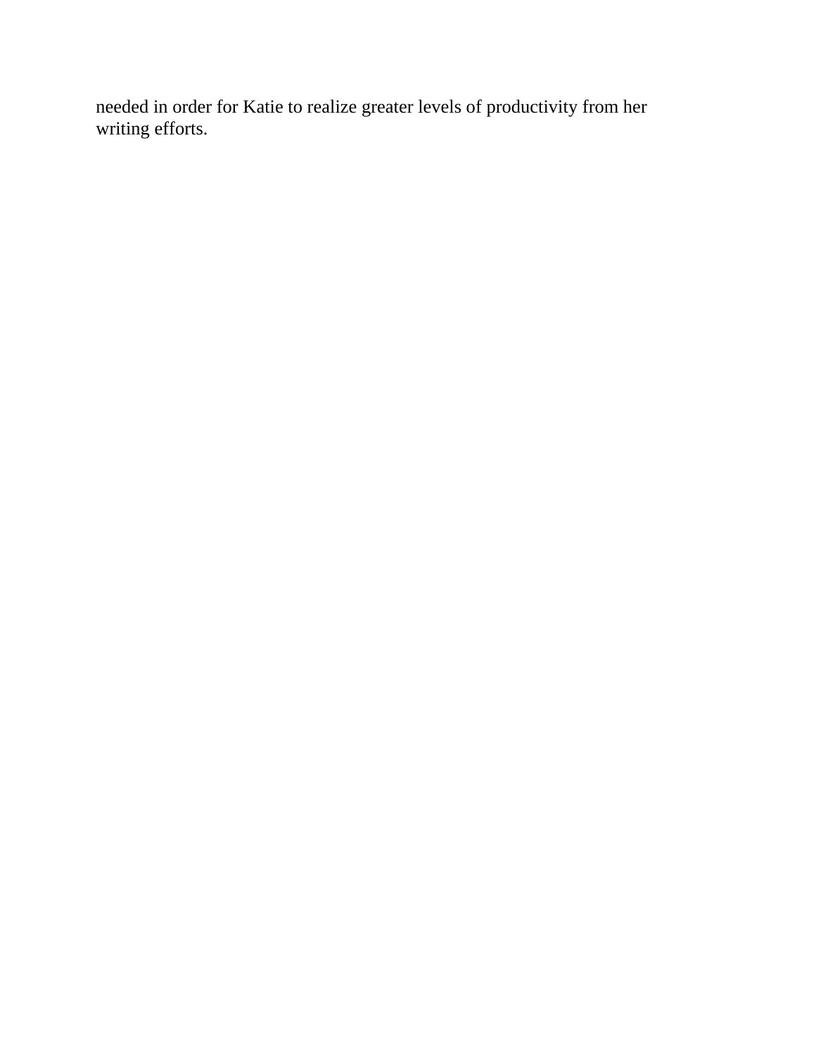needed in order for Katie to realize greater levels of productivity from her writing efforts.